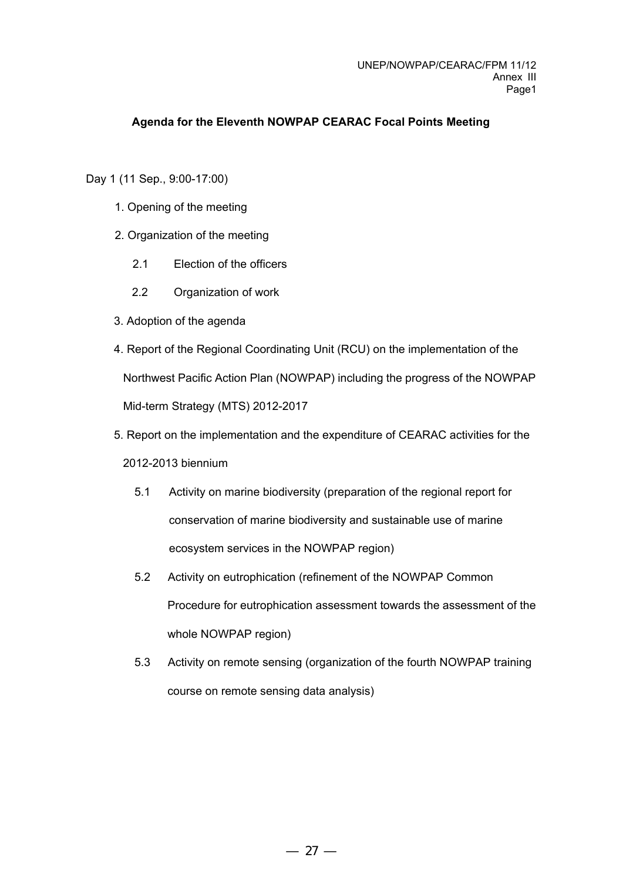UNEP/NOWPAP/CEARAC/FPM 11/12
Annex III

## Agenda for the Eleventh NOWPAP CEARAC Focal Points Meeting

Day 1 (11 Sep., 9:00-17:00)

1. Opening of the meeting
2. Organization of the meeting
   - 2.1 Election of the officers
   - 2.2 Organization of work
3. Adoption of the agenda
4. Report of the Regional Coordinating Unit (RCU) on the implementation of the Northwest Pacific Action Plan (NOWPAP) including the progress of the NOWPAP Mid-term Strategy (MTS) 2012-2017
5. Report on the implementation and the expenditure of CEARAC activities for the 2012-2013 biennium
   - 5.1 Activity on marine biodiversity (preparation of the regional report for conservation of marine biodiversity and sustainable use of marine ecosystem services in the NOWPAP region)
   - 5.2 Activity on eutrophication (refinement of the NOWPAP Common Procedure for eutrophication assessment towards the assessment of the whole NOWPAP region)
   - 5.3 Activity on remote sensing (organization of the fourth NOWPAP training course on remote sensing data analysis)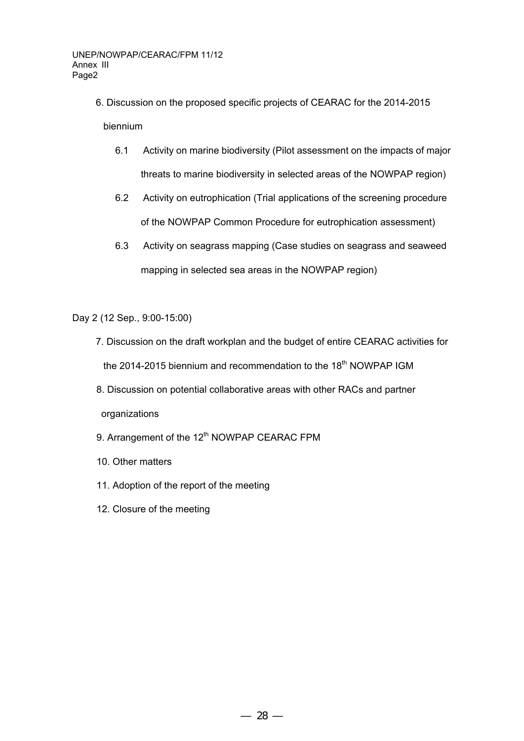6. Discussion on the proposed specific projects of CEARAC for the 2014-2015 biennium

   6.1 Activity on marine biodiversity (Pilot assessment on the impacts of major threats to marine biodiversity in selected areas of the NOWPAP region)

   6.2 Activity on eutrophication (Trial applications of the screening procedure of the NOWPAP Common Procedure for eutrophication assessment)

   6.3 Activity on seagrass mapping (Case studies on seagrass and seaweed mapping in selected sea areas in the NOWPAP region)

Day 2 (12 Sep., 9:00-15:00)

7. Discussion on the draft workplan and the budget of entire CEARAC activities for the 2014-2015 biennium and recommendation to the 18th NOWPAP IGM

8. Discussion on potential collaborative areas with other RACs and partner organizations

9. Arrangement of the 12th NOWPAP CEARAC FPM

10. Other matters

11. Adoption of the report of the meeting

12. Closure of the meeting